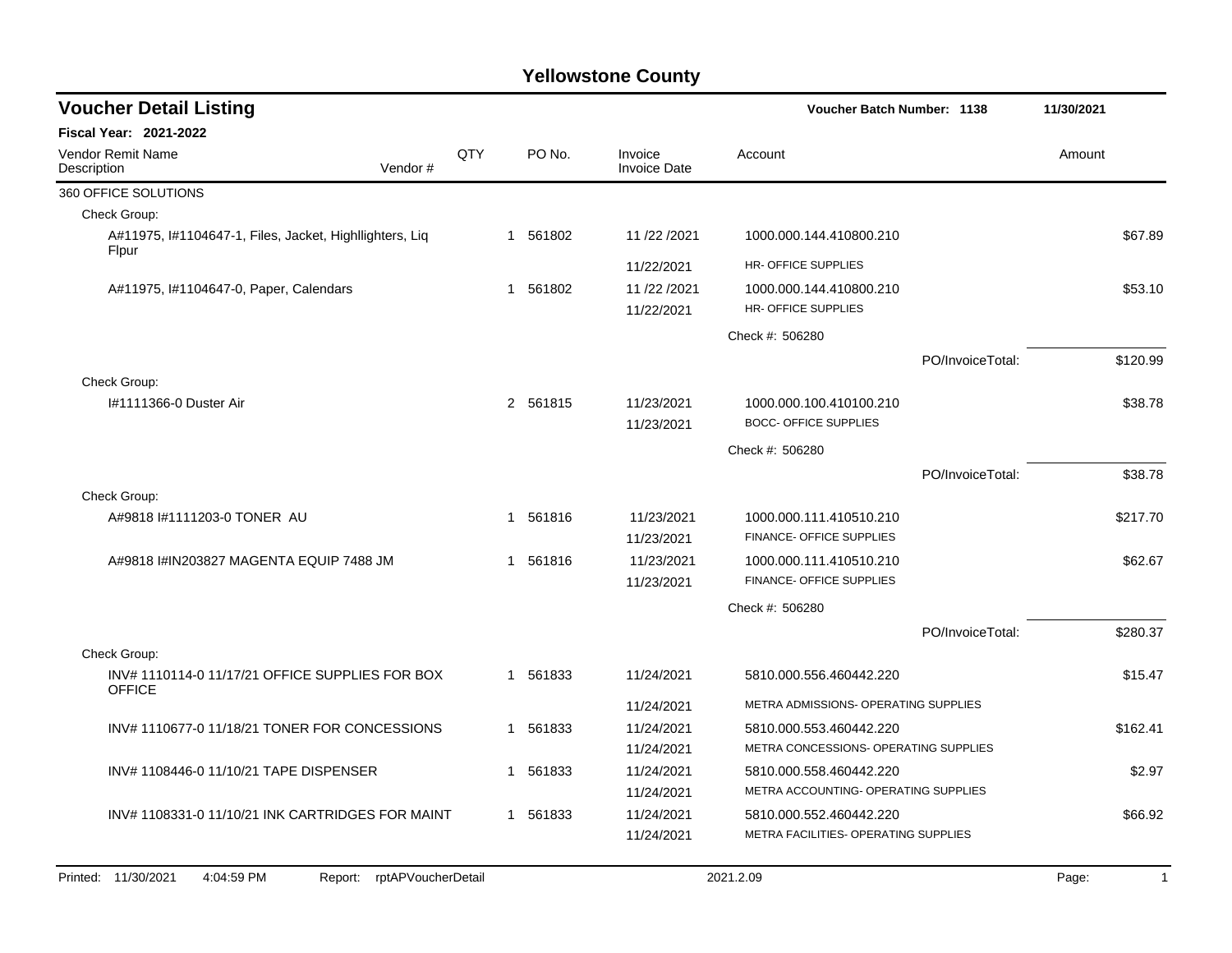# Yellowstone County

## Voucher Detail Listing

**Voucher Batch Number: 1138** | **11/30/2021**

**Fiscal Year: 2021-2022**

| Vendor Remit Name / Description | Vendor # | QTY | PO No. | Invoice / Invoice Date | Account | Amount |
|---|---|---|---|---|---|---|
| 360 OFFICE SOLUTIONS | | | | | | |
| Check Group: | | | | | | |
| A#11975, I#1104647-1, Files, Jacket, Highllighters, Liq Flpur | | 1 | 561802 | 11 /22 /2021<br>11/22/2021 | 1000.000.144.410800.210<br>HR- OFFICE SUPPLIES | $67.89 |
| A#11975, I#1104647-0, Paper, Calendars | | 1 | 561802 | 11 /22 /2021<br>11/22/2021 | 1000.000.144.410800.210<br>HR- OFFICE SUPPLIES | $53.10 |
| | | | | | Check #: 506280 | |
| | | | | | PO/InvoiceTotal: | $120.99 |
| Check Group: | | | | | | |
| I#1111366-0 Duster Air | | 2 | 561815 | 11/23/2021<br>11/23/2021 | 1000.000.100.410100.210<br>BOCC- OFFICE SUPPLIES | $38.78 |
| | | | | | Check #: 506280 | |
| | | | | | PO/InvoiceTotal: | $38.78 |
| Check Group: | | | | | | |
| A#9818 I#1111203-0 TONER AU | | 1 | 561816 | 11/23/2021<br>11/23/2021 | 1000.000.111.410510.210<br>FINANCE- OFFICE SUPPLIES | $217.70 |
| A#9818 I#IN203827 MAGENTA EQUIP 7488 JM | | 1 | 561816 | 11/23/2021<br>11/23/2021 | 1000.000.111.410510.210<br>FINANCE- OFFICE SUPPLIES | $62.67 |
| | | | | | Check #: 506280 | |
| | | | | | PO/InvoiceTotal: | $280.37 |
| Check Group: | | | | | | |
| INV# 1110114-0 11/17/21 OFFICE SUPPLIES FOR BOX OFFICE | | 1 | 561833 | 11/24/2021<br>11/24/2021 | 5810.000.556.460442.220<br>METRA ADMISSIONS- OPERATING SUPPLIES | $15.47 |
| INV# 1110677-0 11/18/21 TONER FOR CONCESSIONS | | 1 | 561833 | 11/24/2021<br>11/24/2021 | 5810.000.553.460442.220<br>METRA CONCESSIONS- OPERATING SUPPLIES | $162.41 |
| INV# 1108446-0 11/10/21 TAPE DISPENSER | | 1 | 561833 | 11/24/2021<br>11/24/2021 | 5810.000.558.460442.220<br>METRA ACCOUNTING- OPERATING SUPPLIES | $2.97 |
| INV# 1108331-0 11/10/21 INK CARTRIDGES FOR MAINT | | 1 | 561833 | 11/24/2021<br>11/24/2021 | 5810.000.552.460442.220<br>METRA FACILITIES- OPERATING SUPPLIES | $66.92 |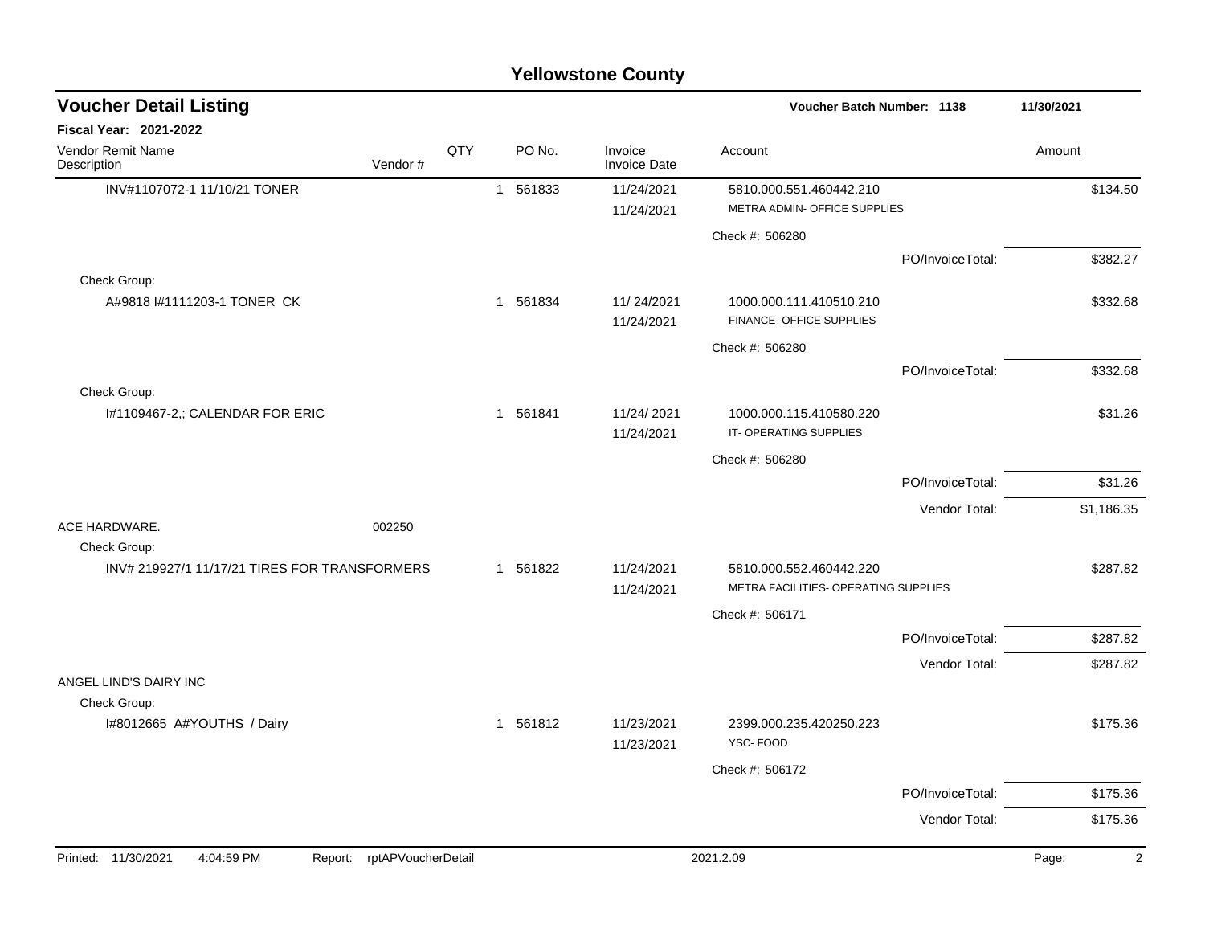# Yellowstone County

## Voucher Detail Listing

**Voucher Batch Number: 1138** 11/30/2021

**Fiscal Year: 2021-2022**

| Vendor Remit Name / Description | Vendor # | QTY | PO No. | Invoice / Invoice Date | Account | Amount |
|---|---|---|---|---|---|---|
| INV#1107072-1 11/10/21 TONER | | 1 | 561833 | 11/24/2021 / 11/24/2021 | 5810.000.551.460442.210 METRA ADMIN- OFFICE SUPPLIES | $134.50 |
| | | | | | Check #: 506280 | |
| | | | | | PO/InvoiceTotal: | $382.27 |
| Check Group: | | | | | | |
| A#9818 I#1111203-1 TONER CK | | 1 | 561834 | 11/ 24/2021 / 11/24/2021 | 1000.000.111.410510.210 FINANCE- OFFICE SUPPLIES | $332.68 |
| | | | | | Check #: 506280 | |
| | | | | | PO/InvoiceTotal: | $332.68 |
| Check Group: | | | | | | |
| I#1109467-2,; CALENDAR FOR ERIC | | 1 | 561841 | 11/24/ 2021 / 11/24/2021 | 1000.000.115.410580.220 IT- OPERATING SUPPLIES | $31.26 |
| | | | | | Check #: 506280 | |
| | | | | | PO/InvoiceTotal: | $31.26 |
| | | | | | Vendor Total: | $1,186.35 |
| ACE HARDWARE. | 002250 | | | | | |
| Check Group: | | | | | | |
| INV# 219927/1 11/17/21 TIRES FOR TRANSFORMERS | | 1 | 561822 | 11/24/2021 / 11/24/2021 | 5810.000.552.460442.220 METRA FACILITIES- OPERATING SUPPLIES | $287.82 |
| | | | | | Check #: 506171 | |
| | | | | | PO/InvoiceTotal: | $287.82 |
| | | | | | Vendor Total: | $287.82 |
| ANGEL LIND'S DAIRY INC | | | | | | |
| Check Group: | | | | | | |
| I#8012665 A#YOUTHS / Dairy | | 1 | 561812 | 11/23/2021 / 11/23/2021 | 2399.000.235.420250.223 YSC- FOOD | $175.36 |
| | | | | | Check #: 506172 | |
| | | | | | PO/InvoiceTotal: | $175.36 |
| | | | | | Vendor Total: | $175.36 |

Printed: 11/30/2021 4:04:59 PM Report: rptAPVoucherDetail 2021.2.09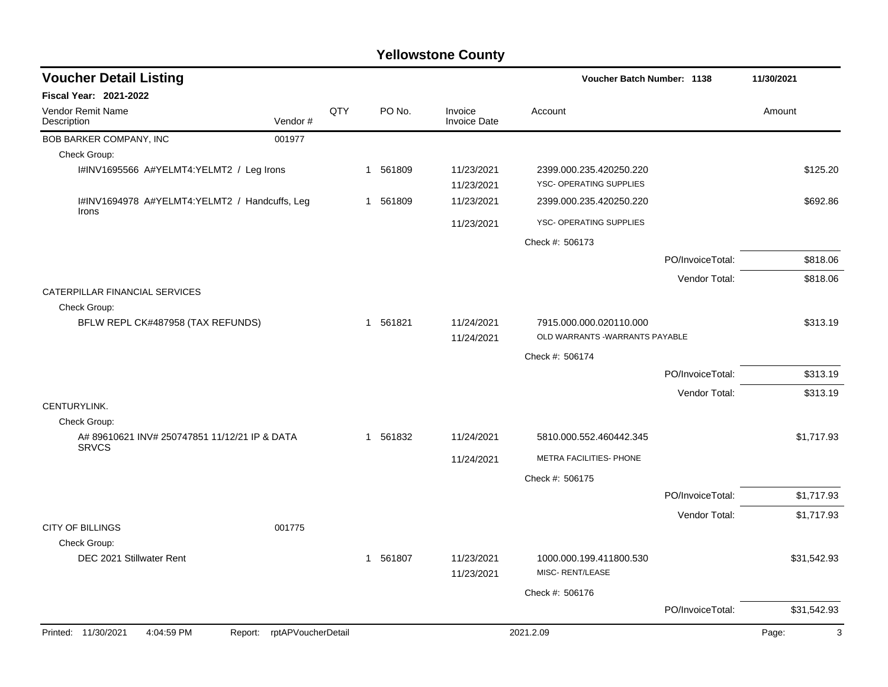# Yellowstone County

## Voucher Detail Listing

**Voucher Batch Number: 1138** | **11/30/2021**

**Fiscal Year: 2021-2022**

| Vendor Remit Name / Description | Vendor # | QTY | PO No. | Invoice / Invoice Date | Account | Amount |
|---|---|---|---|---|---|---|
| BOB BARKER COMPANY, INC | 001977 | | | | | |
| Check Group: | | | | | | |
| I#INV1695566 A#YELMT4:YELMT2 / Leg Irons | | 1 | 561809 | 11/23/2021 | 2399.000.235.420250.220 | $125.20 |
| | | | | 11/23/2021 | YSC- OPERATING SUPPLIES | |
| I#INV1694978 A#YELMT4:YELMT2 / Handcuffs, Leg Irons | | 1 | 561809 | 11/23/2021 | 2399.000.235.420250.220 | $692.86 |
| | | | | 11/23/2021 | YSC- OPERATING SUPPLIES | |
| | | | | | Check #: 506173 | |
| | | | | | PO/InvoiceTotal: | $818.06 |
| | | | | | Vendor Total: | $818.06 |
| CATERPILLAR FINANCIAL SERVICES | | | | | | |
| Check Group: | | | | | | |
| BFLW REPL CK#487958 (TAX REFUNDS) | | 1 | 561821 | 11/24/2021 | 7915.000.000.020110.000 | $313.19 |
| | | | | 11/24/2021 | OLD WARRANTS -WARRANTS PAYABLE | |
| | | | | | Check #: 506174 | |
| | | | | | PO/InvoiceTotal: | $313.19 |
| | | | | | Vendor Total: | $313.19 |
| CENTURYLINK. | | | | | | |
| Check Group: | | | | | | |
| A# 89610621 INV# 250747851 11/12/21 IP & DATA SRVCS | | 1 | 561832 | 11/24/2021 | 5810.000.552.460442.345 | $1,717.93 |
| | | | | 11/24/2021 | METRA FACILITIES- PHONE | |
| | | | | | Check #: 506175 | |
| | | | | | PO/InvoiceTotal: | $1,717.93 |
| | | | | | Vendor Total: | $1,717.93 |
| CITY OF BILLINGS | 001775 | | | | | |
| Check Group: | | | | | | |
| DEC 2021 Stillwater Rent | | 1 | 561807 | 11/23/2021 | 1000.000.199.411800.530 | $31,542.93 |
| | | | | 11/23/2021 | MISC- RENT/LEASE | |
| | | | | | Check #: 506176 | |
| | | | | | PO/InvoiceTotal: | $31,542.93 |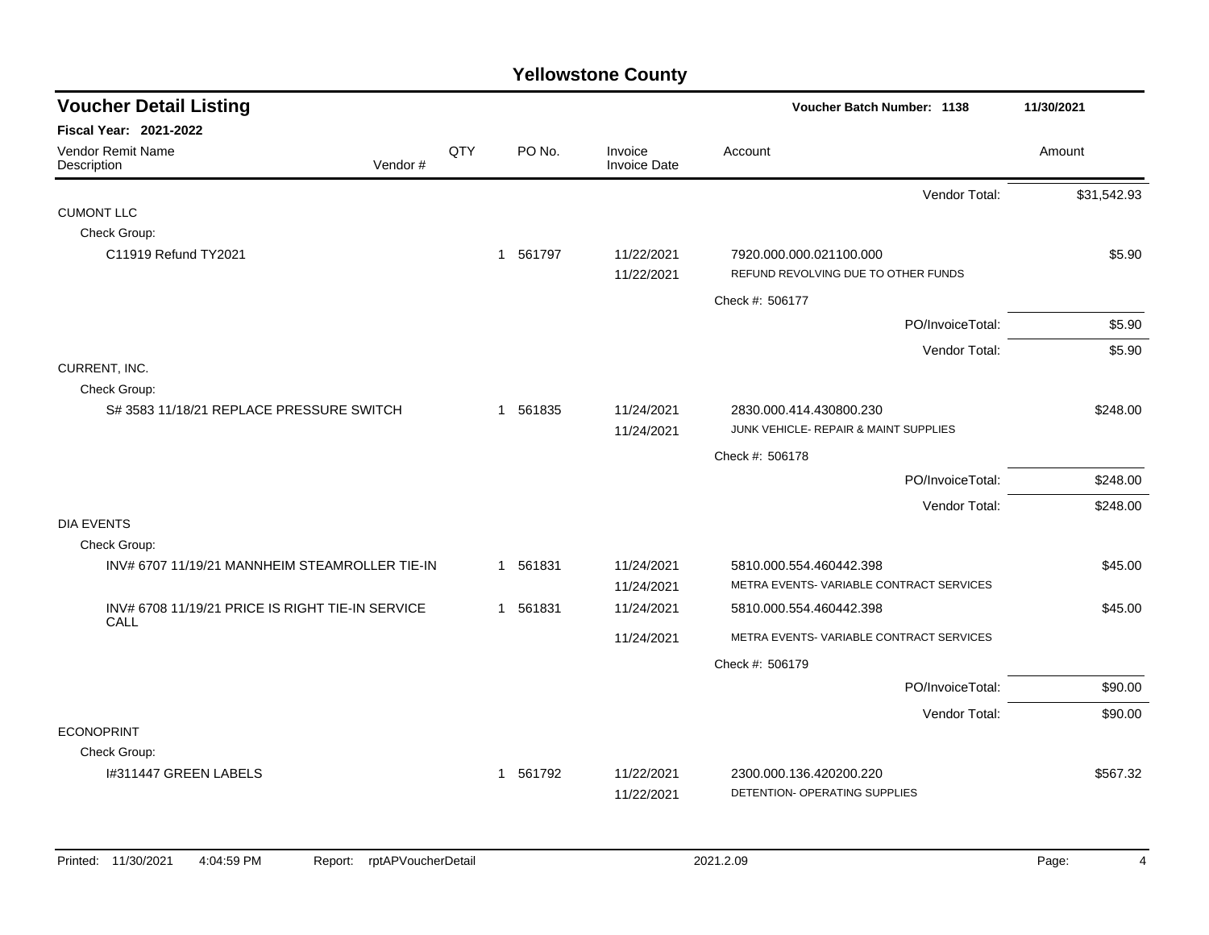# Yellowstone County

## Voucher Detail Listing

**Voucher Batch Number: 1138** — 11/30/2021

**Fiscal Year: 2021-2022**

| Vendor Remit Name / Description | Vendor # | QTY | PO No. | Invoice / Invoice Date | Account | Amount |
|---|---|---|---|---|---|---|
| | | | | | Vendor Total: | $31,542.93 |
| **CUMONT LLC** | | | | | | |
| Check Group: | | | | | | |
| C11919 Refund TY2021 | | 1 | 561797 | 11/22/2021 | 7920.000.000.021100.000 | $5.90 |
| | | | | 11/22/2021 | REFUND REVOLVING DUE TO OTHER FUNDS | |
| | | | | | Check #: 506177 | |
| | | | | | PO/InvoiceTotal: | $5.90 |
| | | | | | Vendor Total: | $5.90 |
| **CURRENT, INC.** | | | | | | |
| Check Group: | | | | | | |
| S# 3583 11/18/21 REPLACE PRESSURE SWITCH | | 1 | 561835 | 11/24/2021 | 2830.000.414.430800.230 | $248.00 |
| | | | | 11/24/2021 | JUNK VEHICLE- REPAIR & MAINT SUPPLIES | |
| | | | | | Check #: 506178 | |
| | | | | | PO/InvoiceTotal: | $248.00 |
| | | | | | Vendor Total: | $248.00 |
| **DIA EVENTS** | | | | | | |
| Check Group: | | | | | | |
| INV# 6707 11/19/21 MANNHEIM STEAMROLLER TIE-IN | | 1 | 561831 | 11/24/2021 | 5810.000.554.460442.398 | $45.00 |
| | | | | 11/24/2021 | METRA EVENTS- VARIABLE CONTRACT SERVICES | |
| INV# 6708 11/19/21 PRICE IS RIGHT TIE-IN SERVICE CALL | | 1 | 561831 | 11/24/2021 | 5810.000.554.460442.398 | $45.00 |
| | | | | 11/24/2021 | METRA EVENTS- VARIABLE CONTRACT SERVICES | |
| | | | | | Check #: 506179 | |
| | | | | | PO/InvoiceTotal: | $90.00 |
| | | | | | Vendor Total: | $90.00 |
| **ECONOPRINT** | | | | | | |
| Check Group: | | | | | | |
| I#311447 GREEN LABELS | | 1 | 561792 | 11/22/2021 | 2300.000.136.420200.220 | $567.32 |
| | | | | 11/22/2021 | DETENTION- OPERATING SUPPLIES | |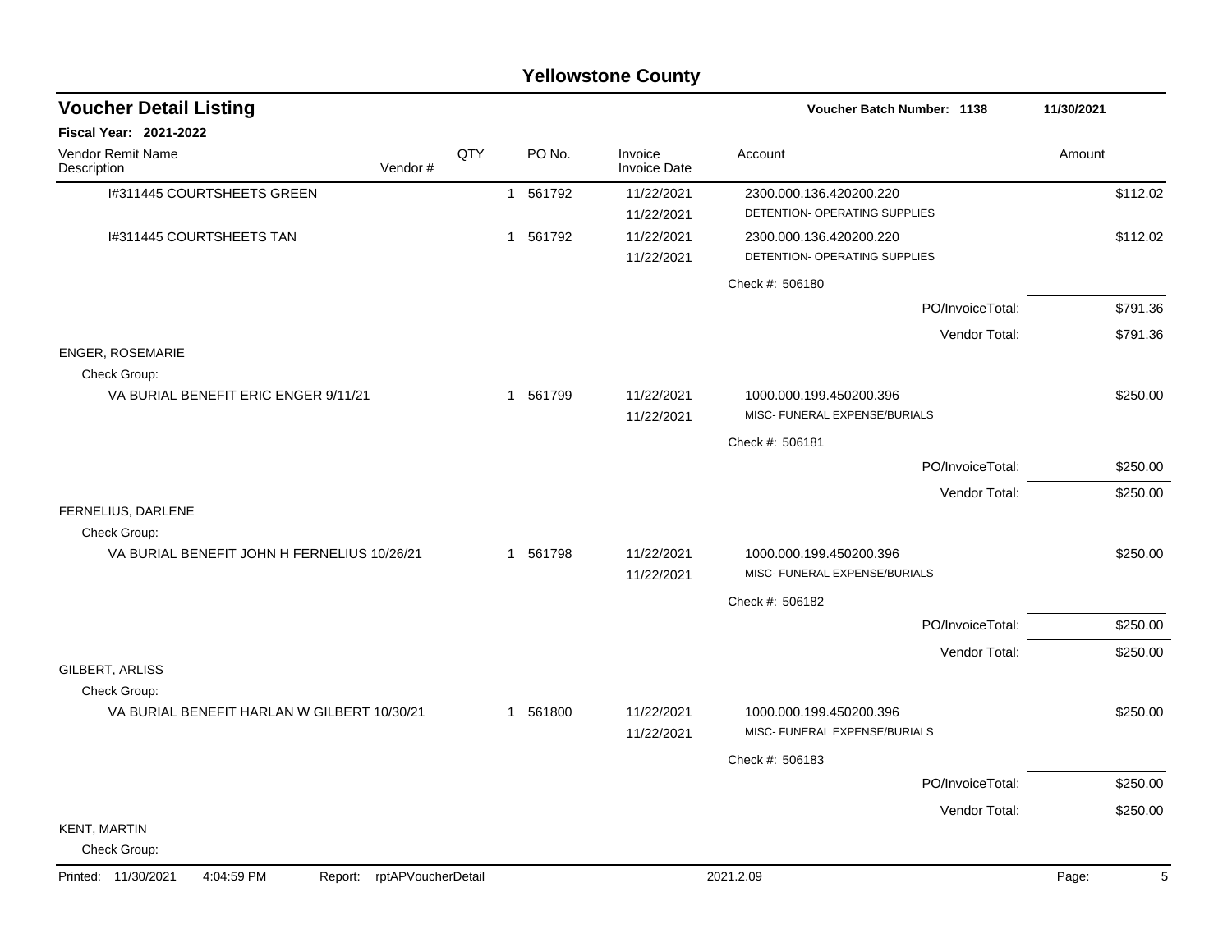# Yellowstone County

## Voucher Detail Listing

**Voucher Batch Number: 1138** — 11/30/2021

**Fiscal Year: 2021-2022**

| Vendor Remit Name / Description | Vendor # | QTY | PO No. | Invoice / Invoice Date | Account | Amount |
|---|---|---|---|---|---|---|
| I#311445 COURTSHEETS GREEN | | 1 | 561792 | 11/22/2021<br>11/22/2021 | 2300.000.136.420200.220<br>DETENTION- OPERATING SUPPLIES | $112.02 |
| I#311445 COURTSHEETS TAN | | 1 | 561792 | 11/22/2021<br>11/22/2021 | 2300.000.136.420200.220<br>DETENTION- OPERATING SUPPLIES | $112.02 |
| | | | | | Check #: 506180 | |
| | | | | | PO/InvoiceTotal: | $791.36 |
| | | | | | Vendor Total: | $791.36 |
| **ENGER, ROSEMARIE** | | | | | | |
| Check Group: | | | | | | |
| VA BURIAL BENEFIT ERIC ENGER 9/11/21 | | 1 | 561799 | 11/22/2021<br>11/22/2021 | 1000.000.199.450200.396<br>MISC- FUNERAL EXPENSE/BURIALS | $250.00 |
| | | | | | Check #: 506181 | |
| | | | | | PO/InvoiceTotal: | $250.00 |
| | | | | | Vendor Total: | $250.00 |
| **FERNELIUS, DARLENE** | | | | | | |
| Check Group: | | | | | | |
| VA BURIAL BENEFIT JOHN H FERNELIUS 10/26/21 | | 1 | 561798 | 11/22/2021<br>11/22/2021 | 1000.000.199.450200.396<br>MISC- FUNERAL EXPENSE/BURIALS | $250.00 |
| | | | | | Check #: 506182 | |
| | | | | | PO/InvoiceTotal: | $250.00 |
| | | | | | Vendor Total: | $250.00 |
| **GILBERT, ARLISS** | | | | | | |
| Check Group: | | | | | | |
| VA BURIAL BENEFIT HARLAN W GILBERT 10/30/21 | | 1 | 561800 | 11/22/2021<br>11/22/2021 | 1000.000.199.450200.396<br>MISC- FUNERAL EXPENSE/BURIALS | $250.00 |
| | | | | | Check #: 506183 | |
| | | | | | PO/InvoiceTotal: | $250.00 |
| | | | | | Vendor Total: | $250.00 |
| **KENT, MARTIN** | | | | | | |
| Check Group: | | | | | | |

Printed: 11/30/2021 4:04:59 PM Report: rptAPVoucherDetail 2021.2.09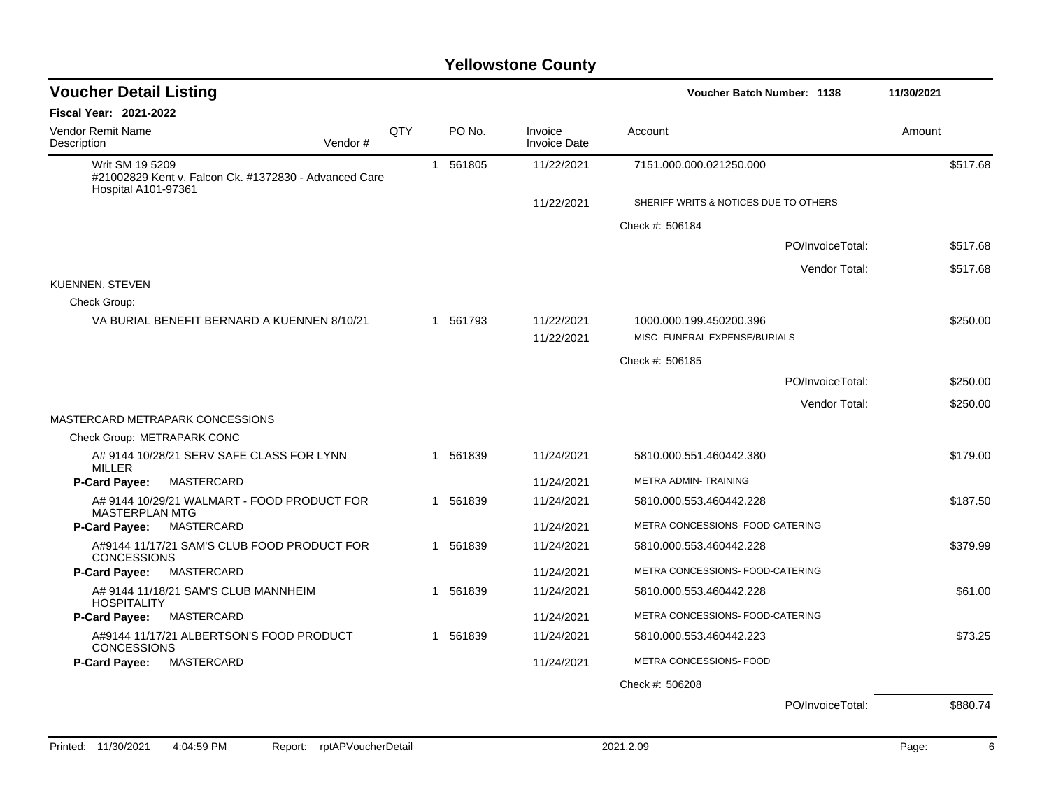# Yellowstone County

## Voucher Detail Listing

**Voucher Batch Number: 1138** 11/30/2021

**Fiscal Year: 2021-2022**

| Vendor Remit Name / Description | Vendor # | QTY | PO No. | Invoice / Invoice Date | Account | Amount |
|---|---|---|---|---|---|---|
| Writ SM 19 5209 #21002829 Kent v. Falcon Ck. #1372830 - Advanced Care Hospital A101-97361 | | 1 | 561805 | 11/22/2021 | 7151.000.000.021250.000 | $517.68 |
| | | | | 11/22/2021 | SHERIFF WRITS & NOTICES DUE TO OTHERS | |
| | | | | | Check #: 506184 | |
| | | | | | PO/InvoiceTotal: | $517.68 |
| | | | | | Vendor Total: | $517.68 |
| KUENNEN, STEVEN | | | | | | |
| Check Group: | | | | | | |
| VA BURIAL BENEFIT BERNARD A KUENNEN 8/10/21 | | 1 | 561793 | 11/22/2021 | 1000.000.199.450200.396 | $250.00 |
| | | | | 11/22/2021 | MISC- FUNERAL EXPENSE/BURIALS | |
| | | | | | Check #: 506185 | |
| | | | | | PO/InvoiceTotal: | $250.00 |
| | | | | | Vendor Total: | $250.00 |
| MASTERCARD METRAPARK CONCESSIONS | | | | | | |
| Check Group: METRAPARK CONC | | | | | | |
| A# 9144 10/28/21 SERV SAFE CLASS FOR LYNN MILLER | | 1 | 561839 | 11/24/2021 | 5810.000.551.460442.380 | $179.00 |
| **P-Card Payee:** MASTERCARD | | | | 11/24/2021 | METRA ADMIN- TRAINING | |
| A# 9144 10/29/21 WALMART - FOOD PRODUCT FOR MASTERPLAN MTG | | 1 | 561839 | 11/24/2021 | 5810.000.553.460442.228 | $187.50 |
| **P-Card Payee:** MASTERCARD | | | | 11/24/2021 | METRA CONCESSIONS- FOOD-CATERING | |
| A#9144 11/17/21 SAM'S CLUB FOOD PRODUCT FOR CONCESSIONS | | 1 | 561839 | 11/24/2021 | 5810.000.553.460442.228 | $379.99 |
| **P-Card Payee:** MASTERCARD | | | | 11/24/2021 | METRA CONCESSIONS- FOOD-CATERING | |
| A# 9144 11/18/21 SAM'S CLUB MANNHEIM HOSPITALITY | | 1 | 561839 | 11/24/2021 | 5810.000.553.460442.228 | $61.00 |
| **P-Card Payee:** MASTERCARD | | | | 11/24/2021 | METRA CONCESSIONS- FOOD-CATERING | |
| A#9144 11/17/21 ALBERTSON'S FOOD PRODUCT CONCESSIONS | | 1 | 561839 | 11/24/2021 | 5810.000.553.460442.223 | $73.25 |
| **P-Card Payee:** MASTERCARD | | | | 11/24/2021 | METRA CONCESSIONS- FOOD | |
| | | | | | Check #: 506208 | |
| | | | | | PO/InvoiceTotal: | $880.74 |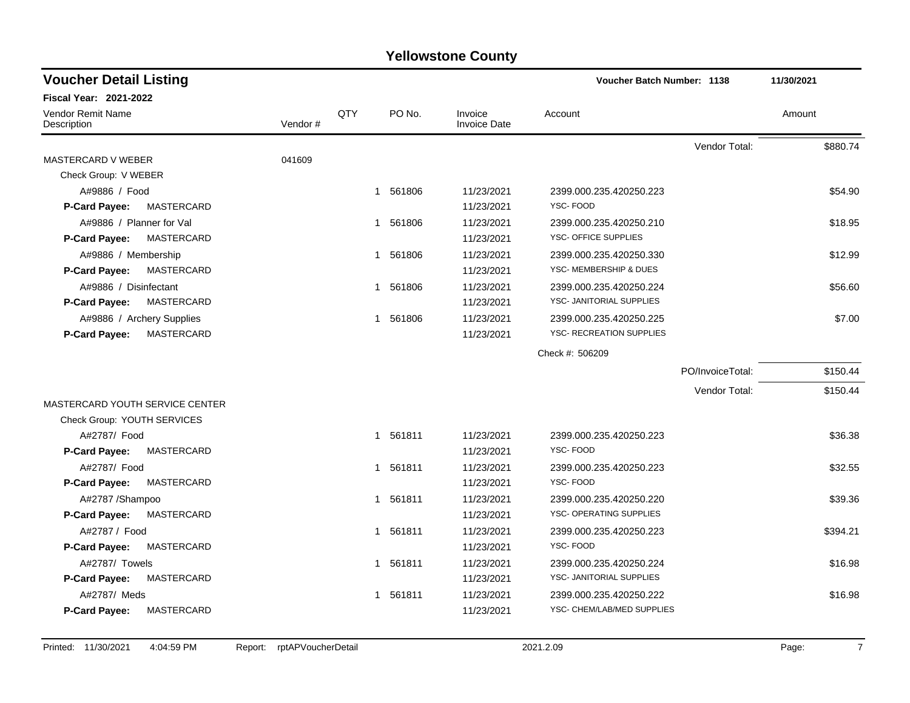# Yellowstone County

## Voucher Detail Listing

**Voucher Batch Number: 1138** 11/30/2021

**Fiscal Year: 2021-2022**

| Vendor Remit Name / Description | Vendor # | QTY | PO No. | Invoice / Invoice Date | Account | Amount |
|---|---|---|---|---|---|---|
| | | | | | Vendor Total: | $880.74 |
| MASTERCARD V WEBER | 041609 | | | | | |
| Check Group: V WEBER | | | | | | |
| A#9886 / Food | | 1 | 561806 | 11/23/2021 | 2399.000.235.420250.223 | $54.90 |
| **P-Card Payee:** MASTERCARD | | | | 11/23/2021 | YSC- FOOD | |
| A#9886 / Planner for Val | | 1 | 561806 | 11/23/2021 | 2399.000.235.420250.210 | $18.95 |
| **P-Card Payee:** MASTERCARD | | | | 11/23/2021 | YSC- OFFICE SUPPLIES | |
| A#9886 / Membership | | 1 | 561806 | 11/23/2021 | 2399.000.235.420250.330 | $12.99 |
| **P-Card Payee:** MASTERCARD | | | | 11/23/2021 | YSC- MEMBERSHIP & DUES | |
| A#9886 / Disinfectant | | 1 | 561806 | 11/23/2021 | 2399.000.235.420250.224 | $56.60 |
| **P-Card Payee:** MASTERCARD | | | | 11/23/2021 | YSC- JANITORIAL SUPPLIES | |
| A#9886 / Archery Supplies | | 1 | 561806 | 11/23/2021 | 2399.000.235.420250.225 | $7.00 |
| **P-Card Payee:** MASTERCARD | | | | 11/23/2021 | YSC- RECREATION SUPPLIES | |
| | | | | | Check #: 506209 | |
| | | | | | PO/InvoiceTotal: | $150.44 |
| | | | | | Vendor Total: | $150.44 |
| MASTERCARD YOUTH SERVICE CENTER | | | | | | |
| Check Group: YOUTH SERVICES | | | | | | |
| A#2787/ Food | | 1 | 561811 | 11/23/2021 | 2399.000.235.420250.223 | $36.38 |
| **P-Card Payee:** MASTERCARD | | | | 11/23/2021 | YSC- FOOD | |
| A#2787/ Food | | 1 | 561811 | 11/23/2021 | 2399.000.235.420250.223 | $32.55 |
| **P-Card Payee:** MASTERCARD | | | | 11/23/2021 | YSC- FOOD | |
| A#2787 /Shampoo | | 1 | 561811 | 11/23/2021 | 2399.000.235.420250.220 | $39.36 |
| **P-Card Payee:** MASTERCARD | | | | 11/23/2021 | YSC- OPERATING SUPPLIES | |
| A#2787 / Food | | 1 | 561811 | 11/23/2021 | 2399.000.235.420250.223 | $394.21 |
| **P-Card Payee:** MASTERCARD | | | | 11/23/2021 | YSC- FOOD | |
| A#2787/ Towels | | 1 | 561811 | 11/23/2021 | 2399.000.235.420250.224 | $16.98 |
| **P-Card Payee:** MASTERCARD | | | | 11/23/2021 | YSC- JANITORIAL SUPPLIES | |
| A#2787/ Meds | | 1 | 561811 | 11/23/2021 | 2399.000.235.420250.222 | $16.98 |
| **P-Card Payee:** MASTERCARD | | | | 11/23/2021 | YSC- CHEM/LAB/MED SUPPLIES | |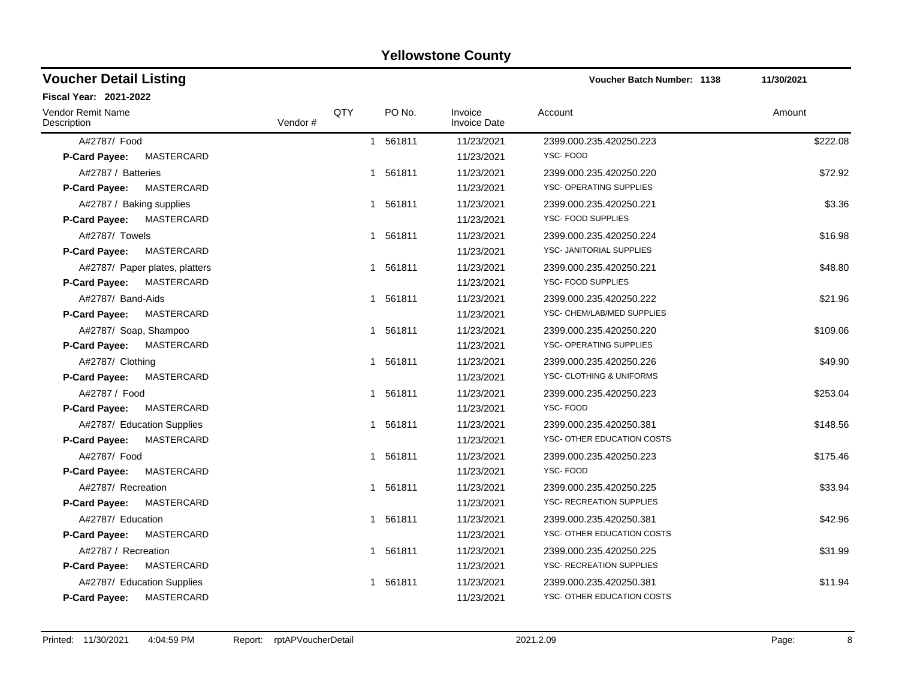# Yellowstone County

## Voucher Detail Listing

**Voucher Batch Number: 1138** 11/30/2021

**Fiscal Year: 2021-2022**

| Vendor Remit Name / Description | Vendor # | QTY | PO No. | Invoice / Invoice Date | Account | Amount |
|---|---|---|---|---|---|---|
| A#2787/ Food | | 1 | 561811 | 11/23/2021 | 2399.000.235.420250.223 | $222.08 |
| **P-Card Payee:** MASTERCARD | | | | 11/23/2021 | YSC- FOOD | |
| A#2787 / Batteries | | 1 | 561811 | 11/23/2021 | 2399.000.235.420250.220 | $72.92 |
| **P-Card Payee:** MASTERCARD | | | | 11/23/2021 | YSC- OPERATING SUPPLIES | |
| A#2787 / Baking supplies | | 1 | 561811 | 11/23/2021 | 2399.000.235.420250.221 | $3.36 |
| **P-Card Payee:** MASTERCARD | | | | 11/23/2021 | YSC- FOOD SUPPLIES | |
| A#2787/ Towels | | 1 | 561811 | 11/23/2021 | 2399.000.235.420250.224 | $16.98 |
| **P-Card Payee:** MASTERCARD | | | | 11/23/2021 | YSC- JANITORIAL SUPPLIES | |
| A#2787/ Paper plates, platters | | 1 | 561811 | 11/23/2021 | 2399.000.235.420250.221 | $48.80 |
| **P-Card Payee:** MASTERCARD | | | | 11/23/2021 | YSC- FOOD SUPPLIES | |
| A#2787/ Band-Aids | | 1 | 561811 | 11/23/2021 | 2399.000.235.420250.222 | $21.96 |
| **P-Card Payee:** MASTERCARD | | | | 11/23/2021 | YSC- CHEM/LAB/MED SUPPLIES | |
| A#2787/ Soap, Shampoo | | 1 | 561811 | 11/23/2021 | 2399.000.235.420250.220 | $109.06 |
| **P-Card Payee:** MASTERCARD | | | | 11/23/2021 | YSC- OPERATING SUPPLIES | |
| A#2787/ Clothing | | 1 | 561811 | 11/23/2021 | 2399.000.235.420250.226 | $49.90 |
| **P-Card Payee:** MASTERCARD | | | | 11/23/2021 | YSC- CLOTHING & UNIFORMS | |
| A#2787 / Food | | 1 | 561811 | 11/23/2021 | 2399.000.235.420250.223 | $253.04 |
| **P-Card Payee:** MASTERCARD | | | | 11/23/2021 | YSC- FOOD | |
| A#2787/ Education Supplies | | 1 | 561811 | 11/23/2021 | 2399.000.235.420250.381 | $148.56 |
| **P-Card Payee:** MASTERCARD | | | | 11/23/2021 | YSC- OTHER EDUCATION COSTS | |
| A#2787/ Food | | 1 | 561811 | 11/23/2021 | 2399.000.235.420250.223 | $175.46 |
| **P-Card Payee:** MASTERCARD | | | | 11/23/2021 | YSC- FOOD | |
| A#2787/ Recreation | | 1 | 561811 | 11/23/2021 | 2399.000.235.420250.225 | $33.94 |
| **P-Card Payee:** MASTERCARD | | | | 11/23/2021 | YSC- RECREATION SUPPLIES | |
| A#2787/ Education | | 1 | 561811 | 11/23/2021 | 2399.000.235.420250.381 | $42.96 |
| **P-Card Payee:** MASTERCARD | | | | 11/23/2021 | YSC- OTHER EDUCATION COSTS | |
| A#2787 / Recreation | | 1 | 561811 | 11/23/2021 | 2399.000.235.420250.225 | $31.99 |
| **P-Card Payee:** MASTERCARD | | | | 11/23/2021 | YSC- RECREATION SUPPLIES | |
| A#2787/ Education Supplies | | 1 | 561811 | 11/23/2021 | 2399.000.235.420250.381 | $11.94 |
| **P-Card Payee:** MASTERCARD | | | | 11/23/2021 | YSC- OTHER EDUCATION COSTS | |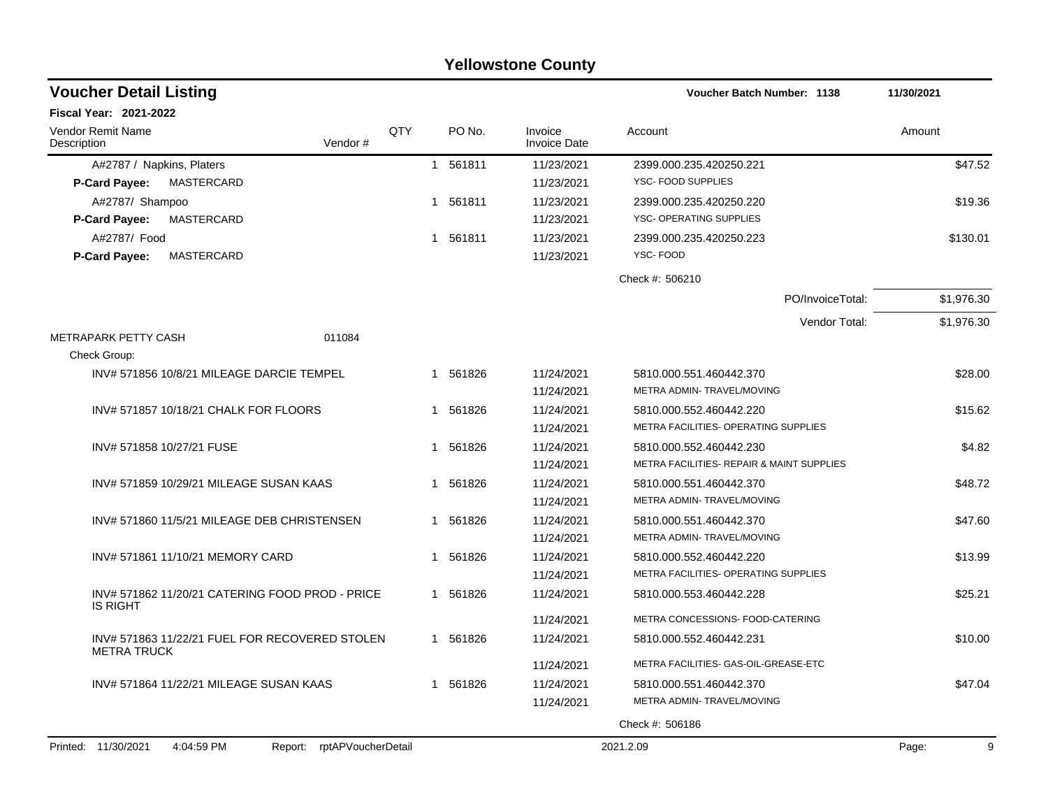# Yellowstone County

## Voucher Detail Listing

**Voucher Batch Number: 1138** — 11/30/2021

**Fiscal Year: 2021-2022**

| Vendor Remit Name / Description | Vendor # | QTY | PO No. | Invoice / Invoice Date | Account | Amount |
|---|---|---|---|---|---|---|
| A#2787 / Napkins, Platers | | 1 | 561811 | 11/23/2021 | 2399.000.235.420250.221 | $47.52 |
| **P-Card Payee:** MASTERCARD | | | | 11/23/2021 | YSC- FOOD SUPPLIES | |
| A#2787/ Shampoo | | 1 | 561811 | 11/23/2021 | 2399.000.235.420250.220 | $19.36 |
| **P-Card Payee:** MASTERCARD | | | | 11/23/2021 | YSC- OPERATING SUPPLIES | |
| A#2787/ Food | | 1 | 561811 | 11/23/2021 | 2399.000.235.420250.223 | $130.01 |
| **P-Card Payee:** MASTERCARD | | | | 11/23/2021 | YSC- FOOD | |
| | | | | | Check #: 506210 | |
| | | | | | PO/InvoiceTotal: | $1,976.30 |
| | | | | | Vendor Total: | $1,976.30 |
| METRAPARK PETTY CASH | 011084 | | | | | |
| Check Group: | | | | | | |
| INV# 571856 10/8/21 MILEAGE DARCIE TEMPEL | | 1 | 561826 | 11/24/2021 | 5810.000.551.460442.370 | $28.00 |
| | | | | 11/24/2021 | METRA ADMIN- TRAVEL/MOVING | |
| INV# 571857 10/18/21 CHALK FOR FLOORS | | 1 | 561826 | 11/24/2021 | 5810.000.552.460442.220 | $15.62 |
| | | | | 11/24/2021 | METRA FACILITIES- OPERATING SUPPLIES | |
| INV# 571858 10/27/21 FUSE | | 1 | 561826 | 11/24/2021 | 5810.000.552.460442.230 | $4.82 |
| | | | | 11/24/2021 | METRA FACILITIES- REPAIR & MAINT SUPPLIES | |
| INV# 571859 10/29/21 MILEAGE SUSAN KAAS | | 1 | 561826 | 11/24/2021 | 5810.000.551.460442.370 | $48.72 |
| | | | | 11/24/2021 | METRA ADMIN- TRAVEL/MOVING | |
| INV# 571860 11/5/21 MILEAGE DEB CHRISTENSEN | | 1 | 561826 | 11/24/2021 | 5810.000.551.460442.370 | $47.60 |
| | | | | 11/24/2021 | METRA ADMIN- TRAVEL/MOVING | |
| INV# 571861 11/10/21 MEMORY CARD | | 1 | 561826 | 11/24/2021 | 5810.000.552.460442.220 | $13.99 |
| | | | | 11/24/2021 | METRA FACILITIES- OPERATING SUPPLIES | |
| INV# 571862 11/20/21 CATERING FOOD PROD - PRICE IS RIGHT | | 1 | 561826 | 11/24/2021 | 5810.000.553.460442.228 | $25.21 |
| | | | | 11/24/2021 | METRA CONCESSIONS- FOOD-CATERING | |
| INV# 571863 11/22/21 FUEL FOR RECOVERED STOLEN METRA TRUCK | | 1 | 561826 | 11/24/2021 | 5810.000.552.460442.231 | $10.00 |
| | | | | 11/24/2021 | METRA FACILITIES- GAS-OIL-GREASE-ETC | |
| INV# 571864 11/22/21 MILEAGE SUSAN KAAS | | 1 | 561826 | 11/24/2021 | 5810.000.551.460442.370 | $47.04 |
| | | | | 11/24/2021 | METRA ADMIN- TRAVEL/MOVING | |
| | | | | | Check #: 506186 | |

Printed: 11/30/2021 4:04:59 PM Report: rptAPVoucherDetail 2021.2.09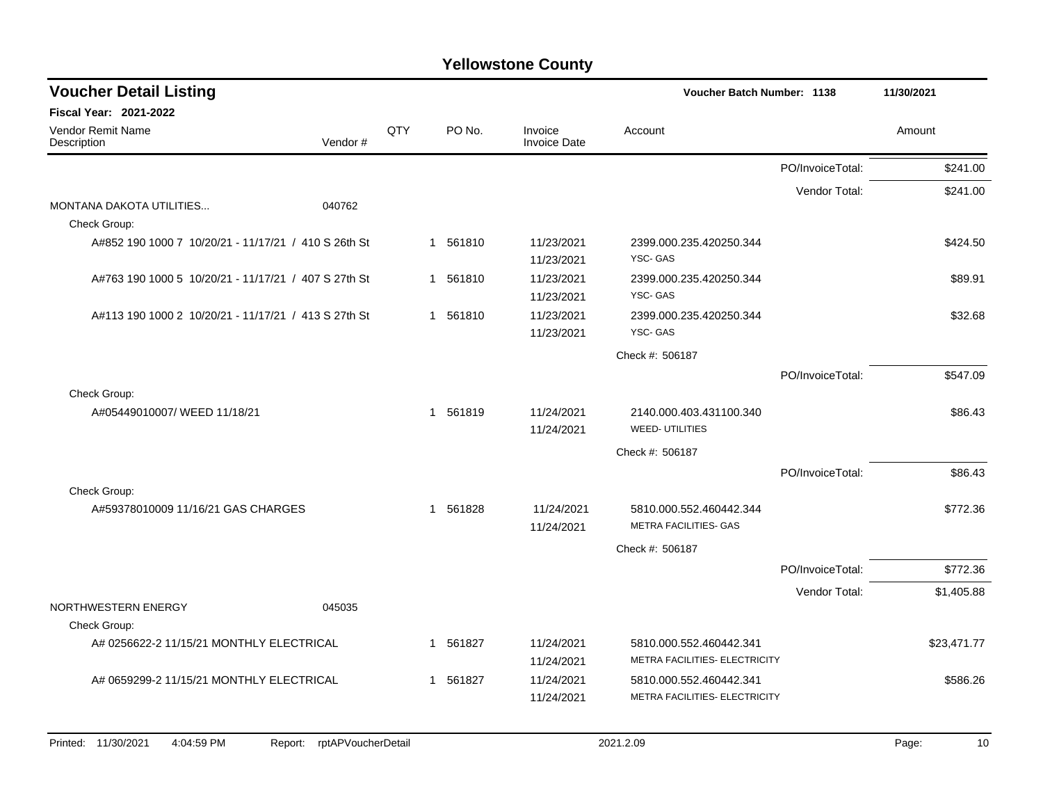# Yellowstone County

## Voucher Detail Listing

**Voucher Batch Number: 1138** | **11/30/2021**

**Fiscal Year: 2021-2022**

| Vendor Remit Name / Description | Vendor # | QTY | PO No. | Invoice / Invoice Date | Account | | Amount |
|---|---|---|---|---|---|---|---|
| | | | | | | PO/InvoiceTotal: | $241.00 |
| | | | | | | Vendor Total: | $241.00 |
| MONTANA DAKOTA UTILITIES... | 040762 | | | | | | |
| Check Group: | | | | | | | |
| A#852 190 1000 7 10/20/21 - 11/17/21 / 410 S 26th St | | 1 | 561810 | 11/23/2021<br>11/23/2021 | 2399.000.235.420250.344<br>YSC- GAS | | $424.50 |
| A#763 190 1000 5 10/20/21 - 11/17/21 / 407 S 27th St | | 1 | 561810 | 11/23/2021<br>11/23/2021 | 2399.000.235.420250.344<br>YSC- GAS | | $89.91 |
| A#113 190 1000 2 10/20/21 - 11/17/21 / 413 S 27th St | | 1 | 561810 | 11/23/2021<br>11/23/2021 | 2399.000.235.420250.344<br>YSC- GAS | | $32.68 |
| | | | | | Check #: 506187 | | |
| | | | | | | PO/InvoiceTotal: | $547.09 |
| Check Group: | | | | | | | |
| A#05449010007/ WEED 11/18/21 | | 1 | 561819 | 11/24/2021<br>11/24/2021 | 2140.000.403.431100.340<br>WEED- UTILITIES | | $86.43 |
| | | | | | Check #: 506187 | | |
| | | | | | | PO/InvoiceTotal: | $86.43 |
| Check Group: | | | | | | | |
| A#59378010009 11/16/21 GAS CHARGES | | 1 | 561828 | 11/24/2021<br>11/24/2021 | 5810.000.552.460442.344<br>METRA FACILITIES- GAS | | $772.36 |
| | | | | | Check #: 506187 | | |
| | | | | | | PO/InvoiceTotal: | $772.36 |
| | | | | | | Vendor Total: | $1,405.88 |
| NORTHWESTERN ENERGY | 045035 | | | | | | |
| Check Group: | | | | | | | |
| A# 0256622-2 11/15/21 MONTHLY ELECTRICAL | | 1 | 561827 | 11/24/2021<br>11/24/2021 | 5810.000.552.460442.341<br>METRA FACILITIES- ELECTRICITY | | $23,471.77 |
| A# 0659299-2 11/15/21 MONTHLY ELECTRICAL | | 1 | 561827 | 11/24/2021<br>11/24/2021 | 5810.000.552.460442.341<br>METRA FACILITIES- ELECTRICITY | | $586.26 |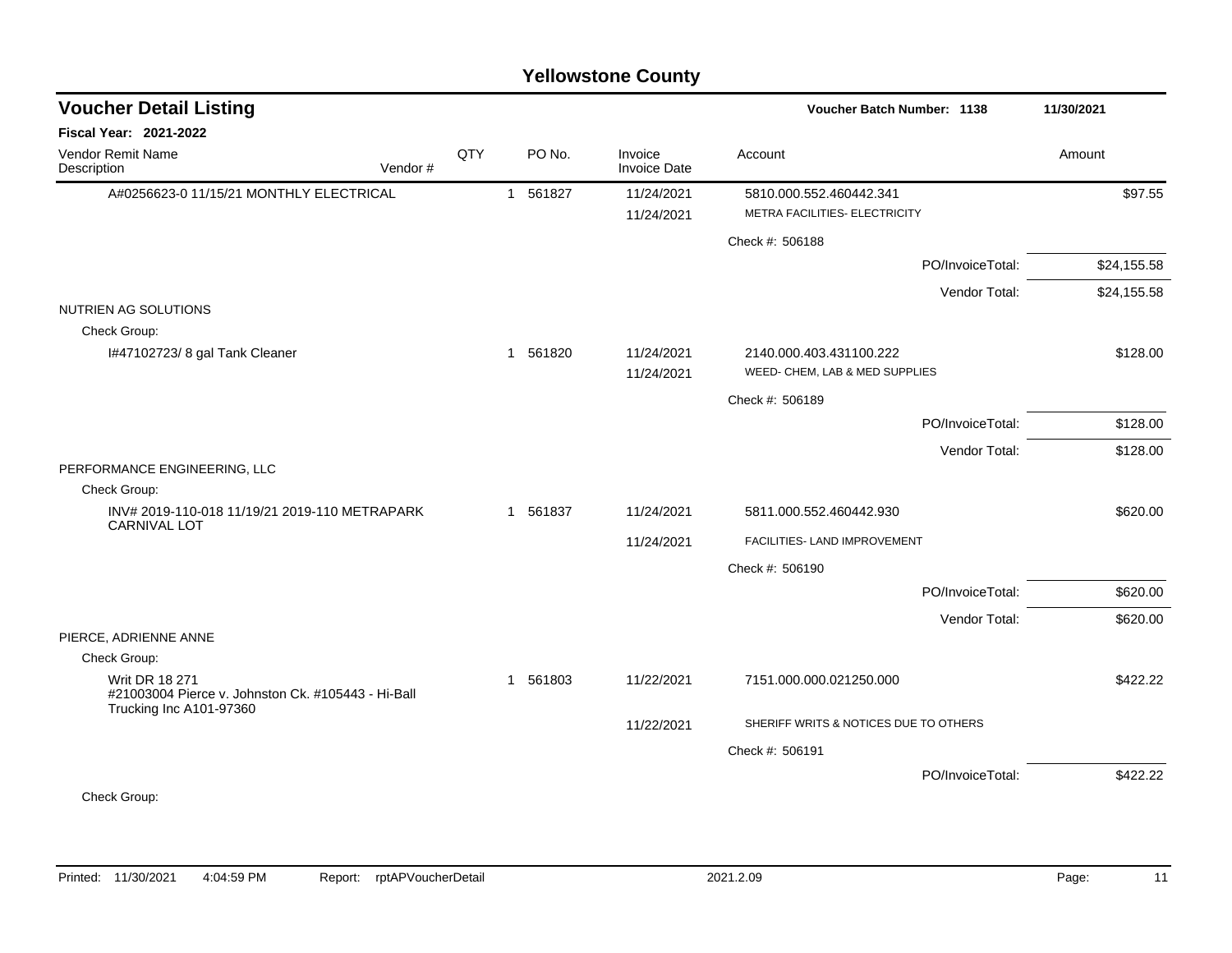## Yellowstone County

### Voucher Detail Listing

**Voucher Batch Number: 1138** — 11/30/2021

**Fiscal Year: 2021-2022**

| Vendor Remit Name / Description | Vendor # | QTY | PO No. | Invoice / Invoice Date | Account | Amount |
|---|---|---|---|---|---|---|
| A#0256623-0 11/15/21 MONTHLY ELECTRICAL | | 1 | 561827 | 11/24/2021 | 5810.000.552.460442.341 | $97.55 |
| | | | | 11/24/2021 | METRA FACILITIES- ELECTRICITY | |
| | | | | | Check #: 506188 | |
| | | | | | PO/InvoiceTotal: | $24,155.58 |
| | | | | | Vendor Total: | $24,155.58 |
| NUTRIEN AG SOLUTIONS | | | | | | |
| Check Group: | | | | | | |
| I#47102723/ 8 gal Tank Cleaner | | 1 | 561820 | 11/24/2021 | 2140.000.403.431100.222 | $128.00 |
| | | | | 11/24/2021 | WEED- CHEM, LAB & MED SUPPLIES | |
| | | | | | Check #: 506189 | |
| | | | | | PO/InvoiceTotal: | $128.00 |
| | | | | | Vendor Total: | $128.00 |
| PERFORMANCE ENGINEERING, LLC | | | | | | |
| Check Group: | | | | | | |
| INV# 2019-110-018 11/19/21 2019-110 METRAPARK CARNIVAL LOT | | 1 | 561837 | 11/24/2021 | 5811.000.552.460442.930 | $620.00 |
| | | | | 11/24/2021 | FACILITIES- LAND IMPROVEMENT | |
| | | | | | Check #: 506190 | |
| | | | | | PO/InvoiceTotal: | $620.00 |
| | | | | | Vendor Total: | $620.00 |
| PIERCE, ADRIENNE ANNE | | | | | | |
| Check Group: | | | | | | |
| Writ DR 18 271 #21003004 Pierce v. Johnston Ck. #105443 - Hi-Ball Trucking Inc A101-97360 | | 1 | 561803 | 11/22/2021 | 7151.000.000.021250.000 | $422.22 |
| | | | | 11/22/2021 | SHERIFF WRITS & NOTICES DUE TO OTHERS | |
| | | | | | Check #: 506191 | |
| | | | | | PO/InvoiceTotal: | $422.22 |
| Check Group: | | | | | | |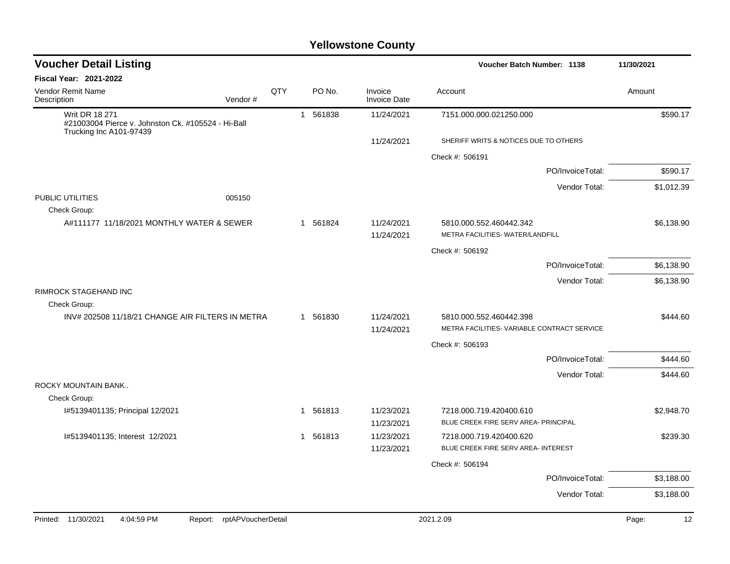# Yellowstone County

## Voucher Detail Listing

**Voucher Batch Number: 1138** — 11/30/2021

**Fiscal Year: 2021-2022**

| Vendor Remit Name / Description | Vendor # | QTY | PO No. | Invoice / Invoice Date | Account | Amount |
|---|---|---|---|---|---|---|
| Writ DR 18 271 #21003004 Pierce v. Johnston Ck. #105524 - Hi-Ball Trucking Inc A101-97439 | | 1 | 561838 | 11/24/2021 | 7151.000.000.021250.000 | $590.17 |
| | | | | 11/24/2021 | SHERIFF WRITS & NOTICES DUE TO OTHERS | |
| | | | | | Check #: 506191 | |
| | | | | | PO/InvoiceTotal: | $590.17 |
| | | | | | Vendor Total: | $1,012.39 |
| PUBLIC UTILITIES | 005150 | | | | | |
| Check Group: | | | | | | |
| A#111177 11/18/2021 MONTHLY WATER & SEWER | | 1 | 561824 | 11/24/2021 | 5810.000.552.460442.342 | $6,138.90 |
| | | | | 11/24/2021 | METRA FACILITIES- WATER/LANDFILL | |
| | | | | | Check #: 506192 | |
| | | | | | PO/InvoiceTotal: | $6,138.90 |
| | | | | | Vendor Total: | $6,138.90 |
| RIMROCK STAGEHAND INC | | | | | | |
| Check Group: | | | | | | |
| INV# 202508 11/18/21 CHANGE AIR FILTERS IN METRA | | 1 | 561830 | 11/24/2021 | 5810.000.552.460442.398 | $444.60 |
| | | | | 11/24/2021 | METRA FACILITIES- VARIABLE CONTRACT SERVICE | |
| | | | | | Check #: 506193 | |
| | | | | | PO/InvoiceTotal: | $444.60 |
| | | | | | Vendor Total: | $444.60 |
| ROCKY MOUNTAIN BANK.. | | | | | | |
| Check Group: | | | | | | |
| I#5139401135; Principal 12/2021 | | 1 | 561813 | 11/23/2021 | 7218.000.719.420400.610 | $2,948.70 |
| | | | | 11/23/2021 | BLUE CREEK FIRE SERV AREA- PRINCIPAL | |
| I#5139401135; Interest 12/2021 | | 1 | 561813 | 11/23/2021 | 7218.000.719.420400.620 | $239.30 |
| | | | | 11/23/2021 | BLUE CREEK FIRE SERV AREA- INTEREST | |
| | | | | | Check #: 506194 | |
| | | | | | PO/InvoiceTotal: | $3,188.00 |
| | | | | | Vendor Total: | $3,188.00 |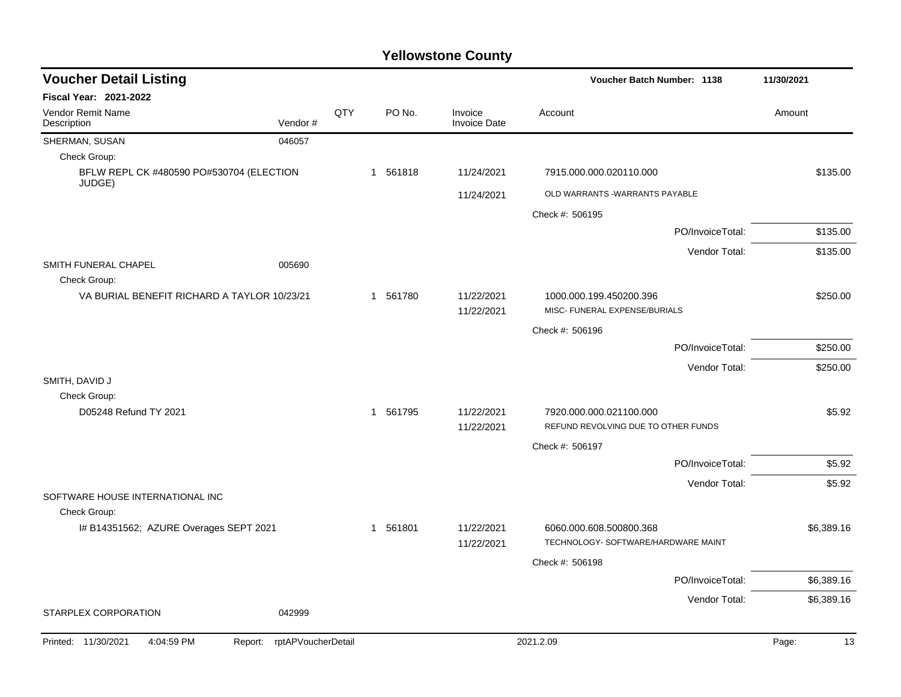# Yellowstone County

## Voucher Detail Listing

**Voucher Batch Number: 1138** — 11/30/2021

**Fiscal Year: 2021-2022**

| Vendor Remit Name / Description | Vendor # | QTY | PO No. | Invoice / Invoice Date | Account | Amount |
|---|---|---|---|---|---|---|
| SHERMAN, SUSAN | 046057 | | | | | |
| Check Group: | | | | | | |
| BFLW REPL CK #480590 PO#530704 (ELECTION JUDGE) | | 1 | 561818 | 11/24/2021 | 7915.000.000.020110.000 | $135.00 |
| | | | | 11/24/2021 | OLD WARRANTS -WARRANTS PAYABLE | |
| | | | | | Check #: 506195 | |
| | | | | | PO/InvoiceTotal: | $135.00 |
| | | | | | Vendor Total: | $135.00 |
| SMITH FUNERAL CHAPEL | 005690 | | | | | |
| Check Group: | | | | | | |
| VA BURIAL BENEFIT RICHARD A TAYLOR 10/23/21 | | 1 | 561780 | 11/22/2021 | 1000.000.199.450200.396 | $250.00 |
| | | | | 11/22/2021 | MISC- FUNERAL EXPENSE/BURIALS | |
| | | | | | Check #: 506196 | |
| | | | | | PO/InvoiceTotal: | $250.00 |
| | | | | | Vendor Total: | $250.00 |
| SMITH, DAVID J | | | | | | |
| Check Group: | | | | | | |
| D05248 Refund TY 2021 | | 1 | 561795 | 11/22/2021 | 7920.000.000.021100.000 | $5.92 |
| | | | | 11/22/2021 | REFUND REVOLVING DUE TO OTHER FUNDS | |
| | | | | | Check #: 506197 | |
| | | | | | PO/InvoiceTotal: | $5.92 |
| | | | | | Vendor Total: | $5.92 |
| SOFTWARE HOUSE INTERNATIONAL INC | | | | | | |
| Check Group: | | | | | | |
| I# B14351562; AZURE Overages SEPT 2021 | | 1 | 561801 | 11/22/2021 | 6060.000.608.500800.368 | $6,389.16 |
| | | | | 11/22/2021 | TECHNOLOGY- SOFTWARE/HARDWARE MAINT | |
| | | | | | Check #: 506198 | |
| | | | | | PO/InvoiceTotal: | $6,389.16 |
| | | | | | Vendor Total: | $6,389.16 |
| STARPLEX CORPORATION | 042999 | | | | | |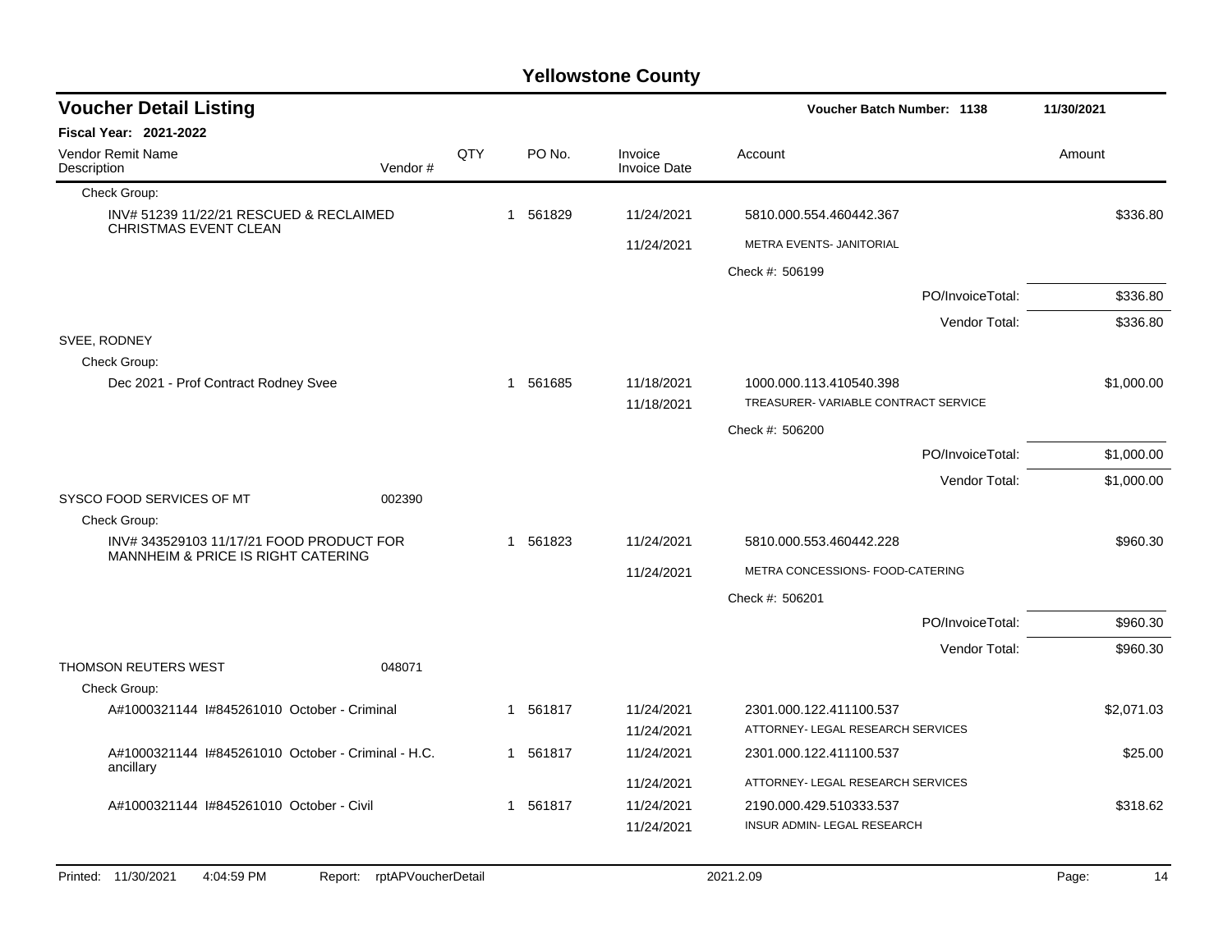# Yellowstone County

## Voucher Detail Listing

**Voucher Batch Number: 1138** — 11/30/2021

**Fiscal Year: 2021-2022**

| Vendor Remit Name / Description | Vendor # | QTY | PO No. | Invoice / Invoice Date | Account | Amount |
|---|---|---|---|---|---|---|
| Check Group: | | | | | | |
| INV# 51239 11/22/21 RESCUED & RECLAIMED CHRISTMAS EVENT CLEAN | | 1 | 561829 | 11/24/2021 | 5810.000.554.460442.367 | $336.80 |
| | | | | 11/24/2021 | METRA EVENTS- JANITORIAL | |
| | | | | | Check #: 506199 | |
| | | | | | PO/InvoiceTotal: | $336.80 |
| | | | | | Vendor Total: | $336.80 |
| SVEE, RODNEY | | | | | | |
| Check Group: | | | | | | |
| Dec 2021 - Prof Contract Rodney Svee | | 1 | 561685 | 11/18/2021 | 1000.000.113.410540.398 | $1,000.00 |
| | | | | 11/18/2021 | TREASURER- VARIABLE CONTRACT SERVICE | |
| | | | | | Check #: 506200 | |
| | | | | | PO/InvoiceTotal: | $1,000.00 |
| | | | | | Vendor Total: | $1,000.00 |
| SYSCO FOOD SERVICES OF MT | 002390 | | | | | |
| Check Group: | | | | | | |
| INV# 343529103 11/17/21 FOOD PRODUCT FOR MANNHEIM & PRICE IS RIGHT CATERING | | 1 | 561823 | 11/24/2021 | 5810.000.553.460442.228 | $960.30 |
| | | | | 11/24/2021 | METRA CONCESSIONS- FOOD-CATERING | |
| | | | | | Check #: 506201 | |
| | | | | | PO/InvoiceTotal: | $960.30 |
| | | | | | Vendor Total: | $960.30 |
| THOMSON REUTERS WEST | 048071 | | | | | |
| Check Group: | | | | | | |
| A#1000321144 I#845261010 October - Criminal | | 1 | 561817 | 11/24/2021 | 2301.000.122.411100.537 | $2,071.03 |
| | | | | 11/24/2021 | ATTORNEY- LEGAL RESEARCH SERVICES | |
| A#1000321144 I#845261010 October - Criminal - H.C. ancillary | | 1 | 561817 | 11/24/2021 | 2301.000.122.411100.537 | $25.00 |
| | | | | 11/24/2021 | ATTORNEY- LEGAL RESEARCH SERVICES | |
| A#1000321144 I#845261010 October - Civil | | 1 | 561817 | 11/24/2021 | 2190.000.429.510333.537 | $318.62 |
| | | | | 11/24/2021 | INSUR ADMIN- LEGAL RESEARCH | |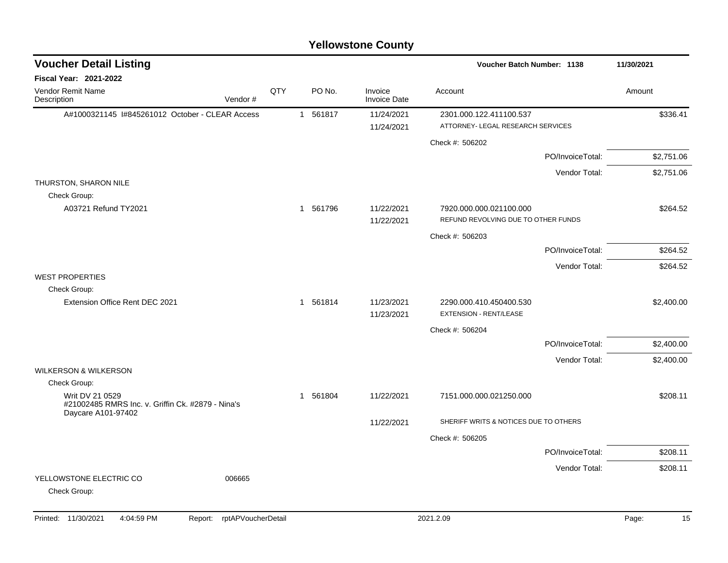# Yellowstone County

## Voucher Detail Listing

**Voucher Batch Number: 1138** — 11/30/2021

**Fiscal Year: 2021-2022**

| Vendor Remit Name / Description | Vendor # | QTY | PO No. | Invoice / Invoice Date | Account | Amount |
|---|---|---|---|---|---|---|
| A#1000321145 I#845261012 October - CLEAR Access | | 1 | 561817 | 11/24/2021 | 2301.000.122.411100.537 | $336.41 |
| | | | | 11/24/2021 | ATTORNEY- LEGAL RESEARCH SERVICES | |
| | | | | | Check #: 506202 | |
| | | | | | PO/InvoiceTotal: | $2,751.06 |
| | | | | | Vendor Total: | $2,751.06 |
| THURSTON, SHARON NILE | | | | | | |
| Check Group: | | | | | | |
| A03721 Refund TY2021 | | 1 | 561796 | 11/22/2021 | 7920.000.000.021100.000 | $264.52 |
| | | | | 11/22/2021 | REFUND REVOLVING DUE TO OTHER FUNDS | |
| | | | | | Check #: 506203 | |
| | | | | | PO/InvoiceTotal: | $264.52 |
| | | | | | Vendor Total: | $264.52 |
| WEST PROPERTIES | | | | | | |
| Check Group: | | | | | | |
| Extension Office Rent DEC 2021 | | 1 | 561814 | 11/23/2021 | 2290.000.410.450400.530 | $2,400.00 |
| | | | | 11/23/2021 | EXTENSION - RENT/LEASE | |
| | | | | | Check #: 506204 | |
| | | | | | PO/InvoiceTotal: | $2,400.00 |
| | | | | | Vendor Total: | $2,400.00 |
| WILKERSON & WILKERSON | | | | | | |
| Check Group: | | | | | | |
| Writ DV 21 0529 #21002485 RMRS Inc. v. Griffin Ck. #2879 - Nina's Daycare A101-97402 | | 1 | 561804 | 11/22/2021 | 7151.000.000.021250.000 | $208.11 |
| | | | | 11/22/2021 | SHERIFF WRITS & NOTICES DUE TO OTHERS | |
| | | | | | Check #: 506205 | |
| | | | | | PO/InvoiceTotal: | $208.11 |
| | | | | | Vendor Total: | $208.11 |
| YELLOWSTONE ELECTRIC CO | 006665 | | | | | |
| Check Group: | | | | | | |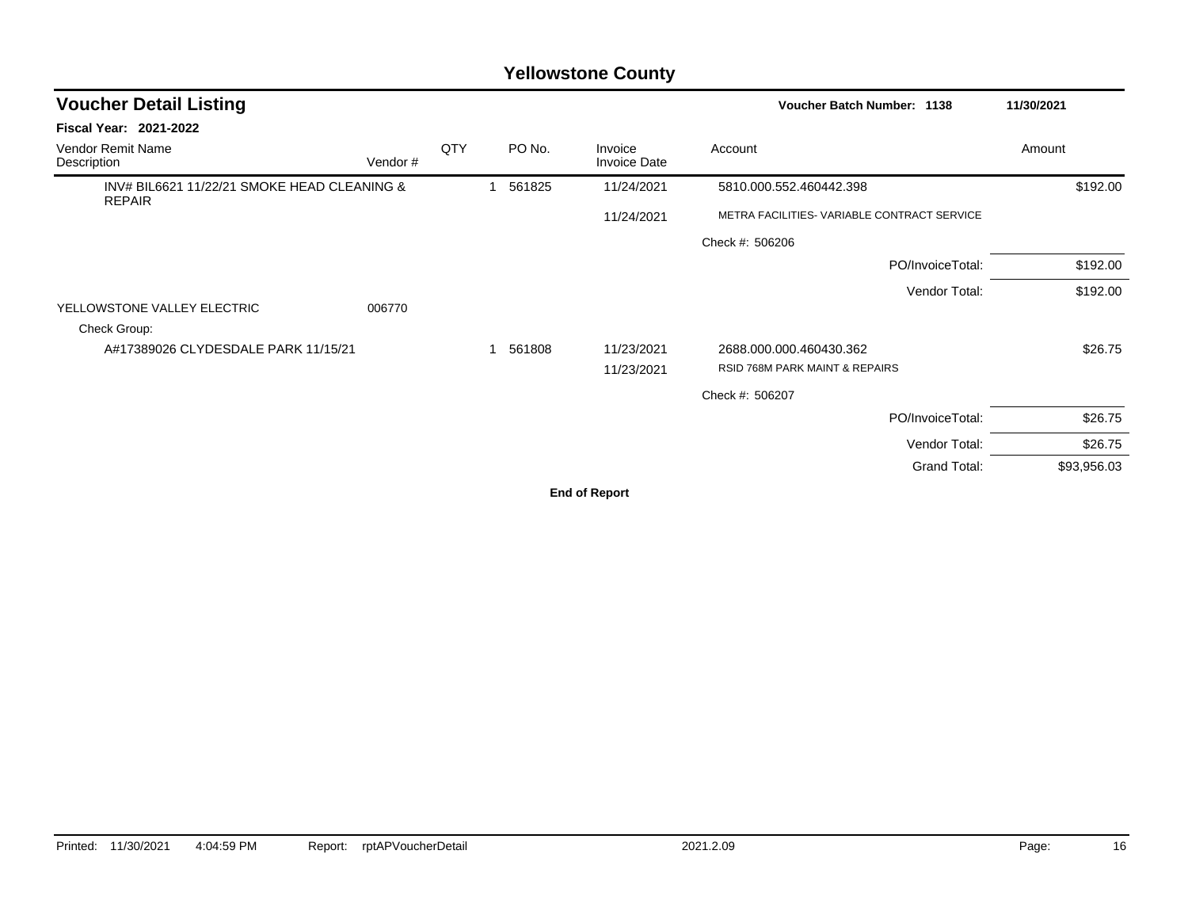## Yellowstone County

### Voucher Detail Listing

**Voucher Batch Number: 1138** | **11/30/2021**

**Fiscal Year: 2021-2022**

| Vendor Remit Name / Description | Vendor # | QTY | PO No. | Invoice / Invoice Date | Account | Amount |
|---|---|---|---|---|---|---|
| INV# BIL6621 11/22/21 SMOKE HEAD CLEANING & REPAIR | | 1 | 561825 | 11/24/2021 | 5810.000.552.460442.398 | $192.00 |
| | | | | 11/24/2021 | METRA FACILITIES- VARIABLE CONTRACT SERVICE | |
| | | | | | Check #: 506206 | |
| | | | | | PO/InvoiceTotal: | $192.00 |
| | | | | | Vendor Total: | $192.00 |
| YELLOWSTONE VALLEY ELECTRIC | 006770 | | | | | |
| Check Group: | | | | | | |
| A#17389026 CLYDESDALE PARK 11/15/21 | | 1 | 561808 | 11/23/2021 | 2688.000.000.460430.362 | $26.75 |
| | | | | 11/23/2021 | RSID 768M PARK MAINT & REPAIRS | |
| | | | | | Check #: 506207 | |
| | | | | | PO/InvoiceTotal: | $26.75 |
| | | | | | Vendor Total: | $26.75 |
| | | | | | Grand Total: | $93,956.03 |

**End of Report**

Printed: 11/30/2021 4:04:59 PM Report: rptAPVoucherDetail 2021.2.09